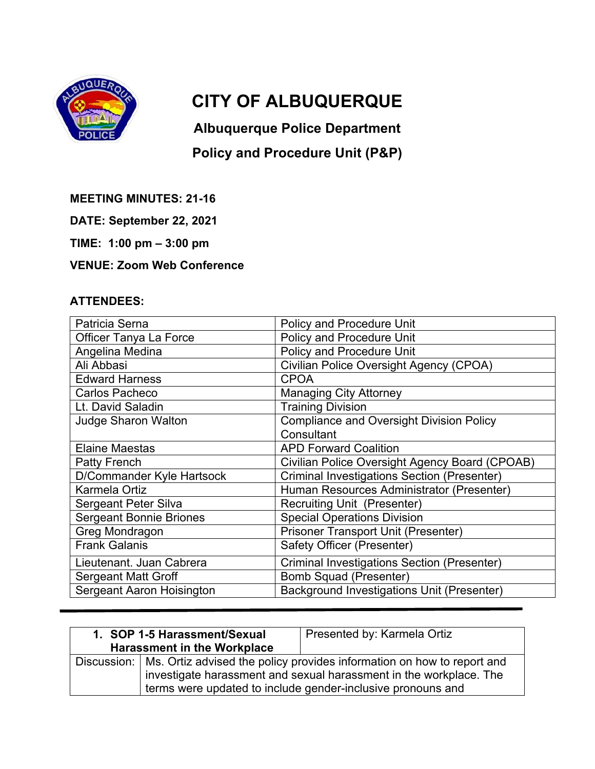# CITY OF ALBUQUERQUE

## Albuquerque Police Department

## Policy and Procedure Unit (P&P)

**MEETING MINUTES: 21-16**

**DATE: September 22, 2021**

**TIME: 1:00 pm – 3:00 pm**

**VENUE: Zoom Web Conference**

**ATTENDEES:**

| | |
|---|---|
| Patricia Serna | Policy and Procedure Unit |
| Officer Tanya La Force | Policy and Procedure Unit |
| Angelina Medina | Policy and Procedure Unit |
| Ali Abbasi | Civilian Police Oversight Agency (CPOA) |
| Edward Harness | CPOA |
| Carlos Pacheco | Managing City Attorney |
| Lt. David Saladin | Training Division |
| Judge Sharon Walton | Compliance and Oversight Division Policy Consultant |
| Elaine Maestas | APD Forward Coalition |
| Patty French | Civilian Police Oversight Agency Board (CPOAB) |
| D/Commander Kyle Hartsock | Criminal Investigations Section (Presenter) |
| Karmela Ortiz | Human Resources Administrator (Presenter) |
| Sergeant Peter Silva | Recruiting Unit (Presenter) |
| Sergeant Bonnie Briones | Special Operations Division |
| Greg Mondragon | Prisoner Transport Unit (Presenter) |
| Frank Galanis | Safety Officer (Presenter) |
| Lieutenant. Juan Cabrera | Criminal Investigations Section (Presenter) |
| Sergeant Matt Groff | Bomb Squad (Presenter) |
| Sergeant Aaron Hoisington | Background Investigations Unit (Presenter) |

---

| 1. SOP 1-5 Harassment/Sexual Harassment in the Workplace | Presented by: Karmela Ortiz |
|---|---|
| Discussion: | Ms. Ortiz advised the policy provides information on how to report and investigate harassment and sexual harassment in the workplace. The terms were updated to include gender-inclusive pronouns and |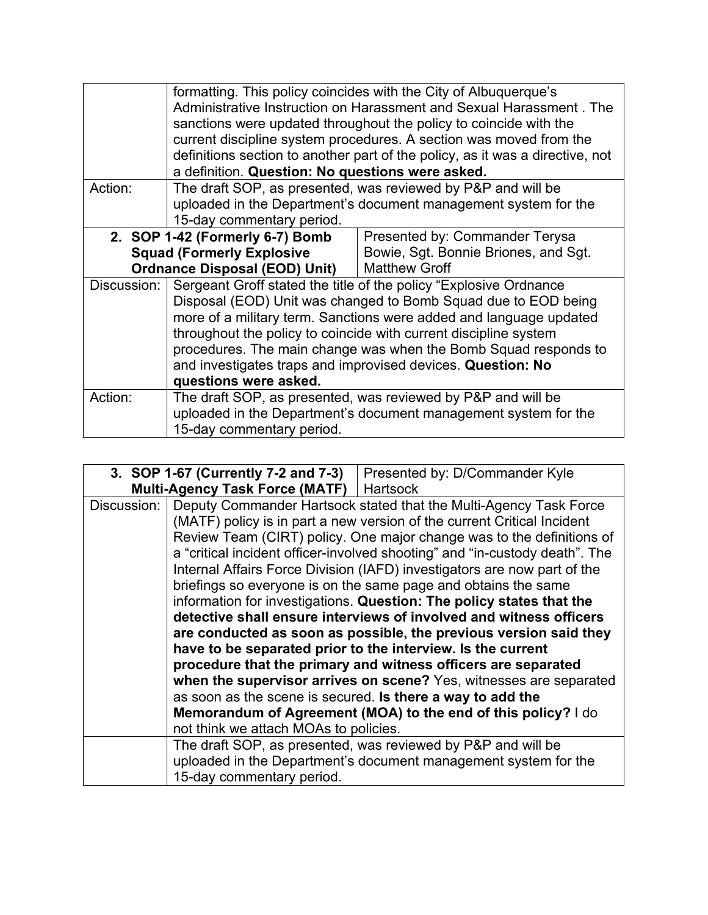| | |
|---|---|
| | formatting. This policy coincides with the City of Albuquerque's Administrative Instruction on Harassment and Sexual Harassment . The sanctions were updated throughout the policy to coincide with the current discipline system procedures. A section was moved from the definitions section to another part of the policy, as it was a directive, not a definition. **Question: No questions were asked.** |
| Action: | The draft SOP, as presented, was reviewed by P&P and will be uploaded in the Department's document management system for the 15-day commentary period. |

| **2. SOP 1-42 (Formerly 6-7) Bomb Squad (Formerly Explosive Ordnance Disposal (EOD) Unit)** | Presented by: Commander Terysa Bowie, Sgt. Bonnie Briones, and Sgt. Matthew Groff |
|---|---|
| Discussion: | Sergeant Groff stated the title of the policy "Explosive Ordnance Disposal (EOD) Unit was changed to Bomb Squad due to EOD being more of a military term. Sanctions were added and language updated throughout the policy to coincide with current discipline system procedures. The main change was when the Bomb Squad responds to and investigates traps and improvised devices. **Question: No questions were asked.** |
| Action: | The draft SOP, as presented, was reviewed by P&P and will be uploaded in the Department's document management system for the 15-day commentary period. |

| **3. SOP 1-67 (Currently 7-2 and 7-3) Multi-Agency Task Force (MATF)** | Presented by: D/Commander Kyle Hartsock |
|---|---|
| Discussion: | Deputy Commander Hartsock stated that the Multi-Agency Task Force (MATF) policy is in part a new version of the current Critical Incident Review Team (CIRT) policy. One major change was to the definitions of a "critical incident officer-involved shooting" and "in-custody death". The Internal Affairs Force Division (IAFD) investigators are now part of the briefings so everyone is on the same page and obtains the same information for investigations. **Question: The policy states that the detective shall ensure interviews of involved and witness officers are conducted as soon as possible, the previous version said they have to be separated prior to the interview. Is the current procedure that the primary and witness officers are separated when the supervisor arrives on scene?** Yes, witnesses are separated as soon as the scene is secured. **Is there a way to add the Memorandum of Agreement (MOA) to the end of this policy?** I do not think we attach MOAs to policies. |
| | The draft SOP, as presented, was reviewed by P&P and will be uploaded in the Department's document management system for the 15-day commentary period. |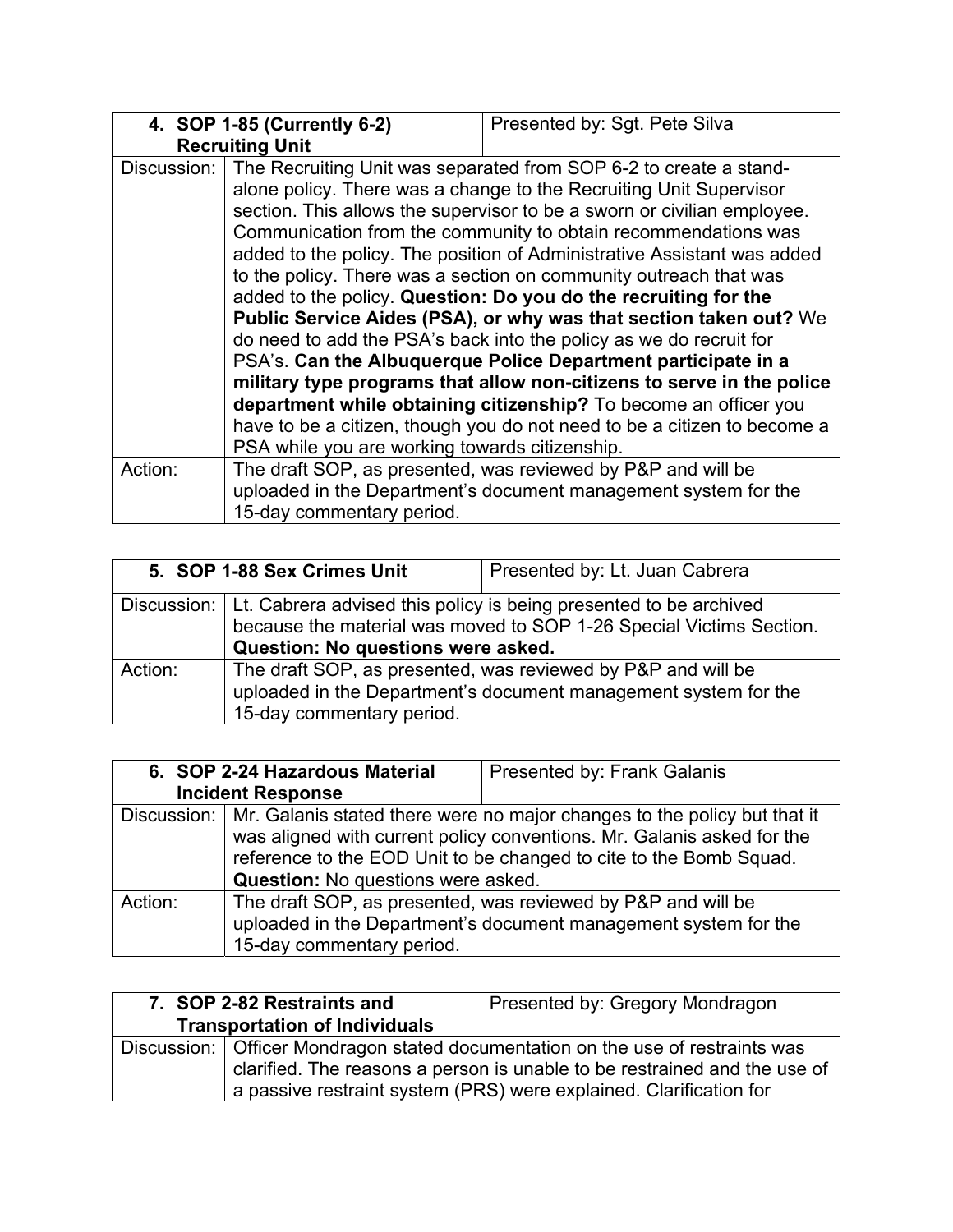| 4. SOP 1-85 (Currently 6-2) Recruiting Unit | Presented by: Sgt. Pete Silva |
|---|---|
| Discussion: | The Recruiting Unit was separated from SOP 6-2 to create a stand-alone policy. There was a change to the Recruiting Unit Supervisor section. This allows the supervisor to be a sworn or civilian employee. Communication from the community to obtain recommendations was added to the policy. The position of Administrative Assistant was added to the policy. There was a section on community outreach that was added to the policy. **Question: Do you do the recruiting for the Public Service Aides (PSA), or why was that section taken out?** We do need to add the PSA's back into the policy as we do recruit for PSA's. **Can the Albuquerque Police Department participate in a military type programs that allow non-citizens to serve in the police department while obtaining citizenship?** To become an officer you have to be a citizen, though you do not need to be a citizen to become a PSA while you are working towards citizenship. |
| Action: | The draft SOP, as presented, was reviewed by P&P and will be uploaded in the Department's document management system for the 15-day commentary period. |

| 5. SOP 1-88 Sex Crimes Unit | Presented by: Lt. Juan Cabrera |
|---|---|
| Discussion: | Lt. Cabrera advised this policy is being presented to be archived because the material was moved to SOP 1-26 Special Victims Section. **Question: No questions were asked.** |
| Action: | The draft SOP, as presented, was reviewed by P&P and will be uploaded in the Department's document management system for the 15-day commentary period. |

| 6. SOP 2-24 Hazardous Material Incident Response | Presented by: Frank Galanis |
|---|---|
| Discussion: | Mr. Galanis stated there were no major changes to the policy but that it was aligned with current policy conventions. Mr. Galanis asked for the reference to the EOD Unit to be changed to cite to the Bomb Squad. **Question:** No questions were asked. |
| Action: | The draft SOP, as presented, was reviewed by P&P and will be uploaded in the Department's document management system for the 15-day commentary period. |

| 7. SOP 2-82 Restraints and Transportation of Individuals | Presented by: Gregory Mondragon |
|---|---|
| Discussion: | Officer Mondragon stated documentation on the use of restraints was clarified. The reasons a person is unable to be restrained and the use of a passive restraint system (PRS) were explained. Clarification for |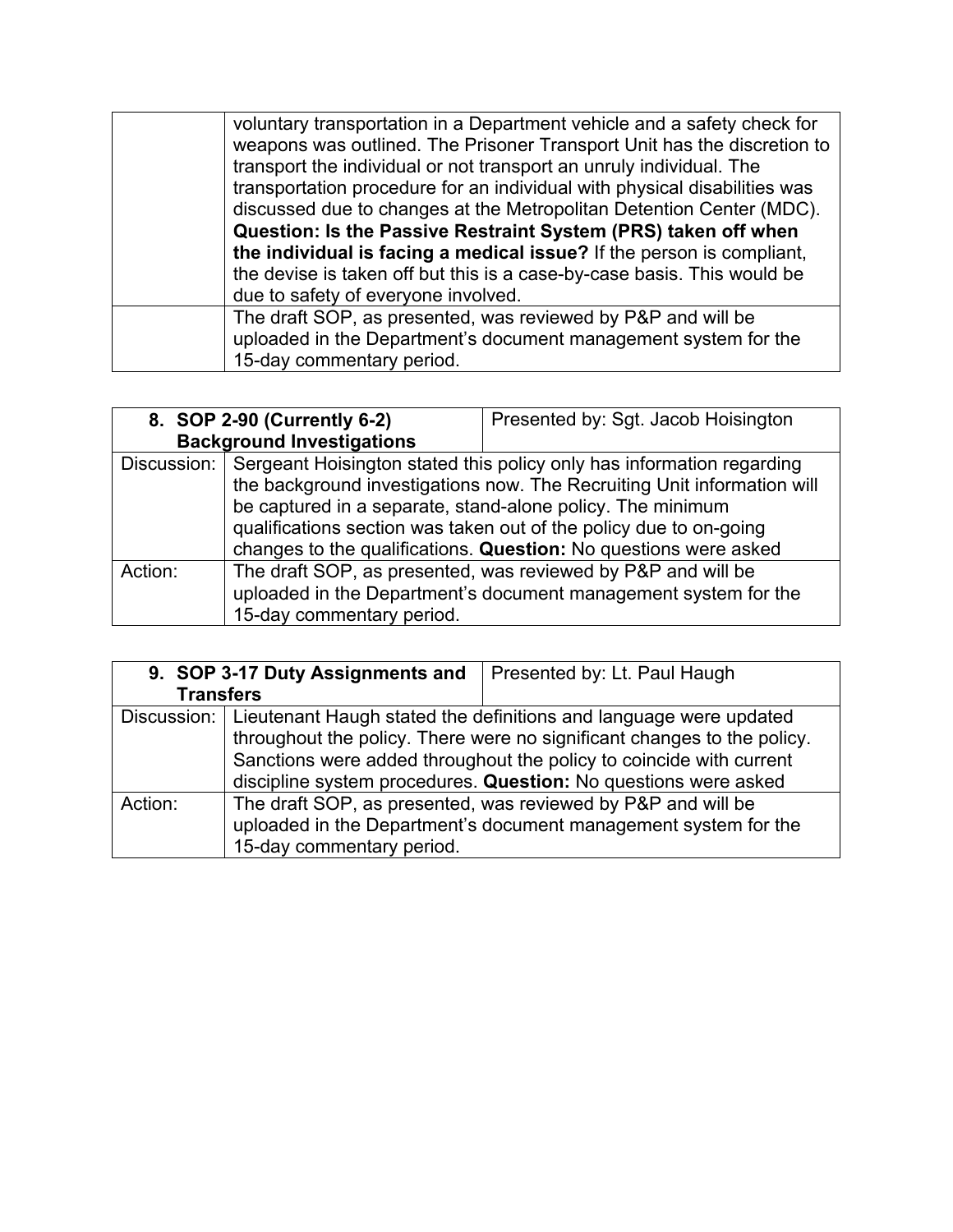| | |
|---|---|
| | voluntary transportation in a Department vehicle and a safety check for weapons was outlined. The Prisoner Transport Unit has the discretion to transport the individual or not transport an unruly individual. The transportation procedure for an individual with physical disabilities was discussed due to changes at the Metropolitan Detention Center (MDC). **Question: Is the Passive Restraint System (PRS) taken off when the individual is facing a medical issue?** If the person is compliant, the devise is taken off but this is a case-by-case basis. This would be due to safety of everyone involved. |
| | The draft SOP, as presented, was reviewed by P&P and will be uploaded in the Department's document management system for the 15-day commentary period. |

| **8. SOP 2-90 (Currently 6-2) Background Investigations** | Presented by: Sgt. Jacob Hoisington |
|---|---|
| Discussion: | Sergeant Hoisington stated this policy only has information regarding the background investigations now. The Recruiting Unit information will be captured in a separate, stand-alone policy. The minimum qualifications section was taken out of the policy due to on-going changes to the qualifications. **Question:** No questions were asked |
| Action: | The draft SOP, as presented, was reviewed by P&P and will be uploaded in the Department's document management system for the 15-day commentary period. |

| **9. SOP 3-17 Duty Assignments and Transfers** | Presented by: Lt. Paul Haugh |
|---|---|
| Discussion: | Lieutenant Haugh stated the definitions and language were updated throughout the policy. There were no significant changes to the policy. Sanctions were added throughout the policy to coincide with current discipline system procedures. **Question:** No questions were asked |
| Action: | The draft SOP, as presented, was reviewed by P&P and will be uploaded in the Department's document management system for the 15-day commentary period. |